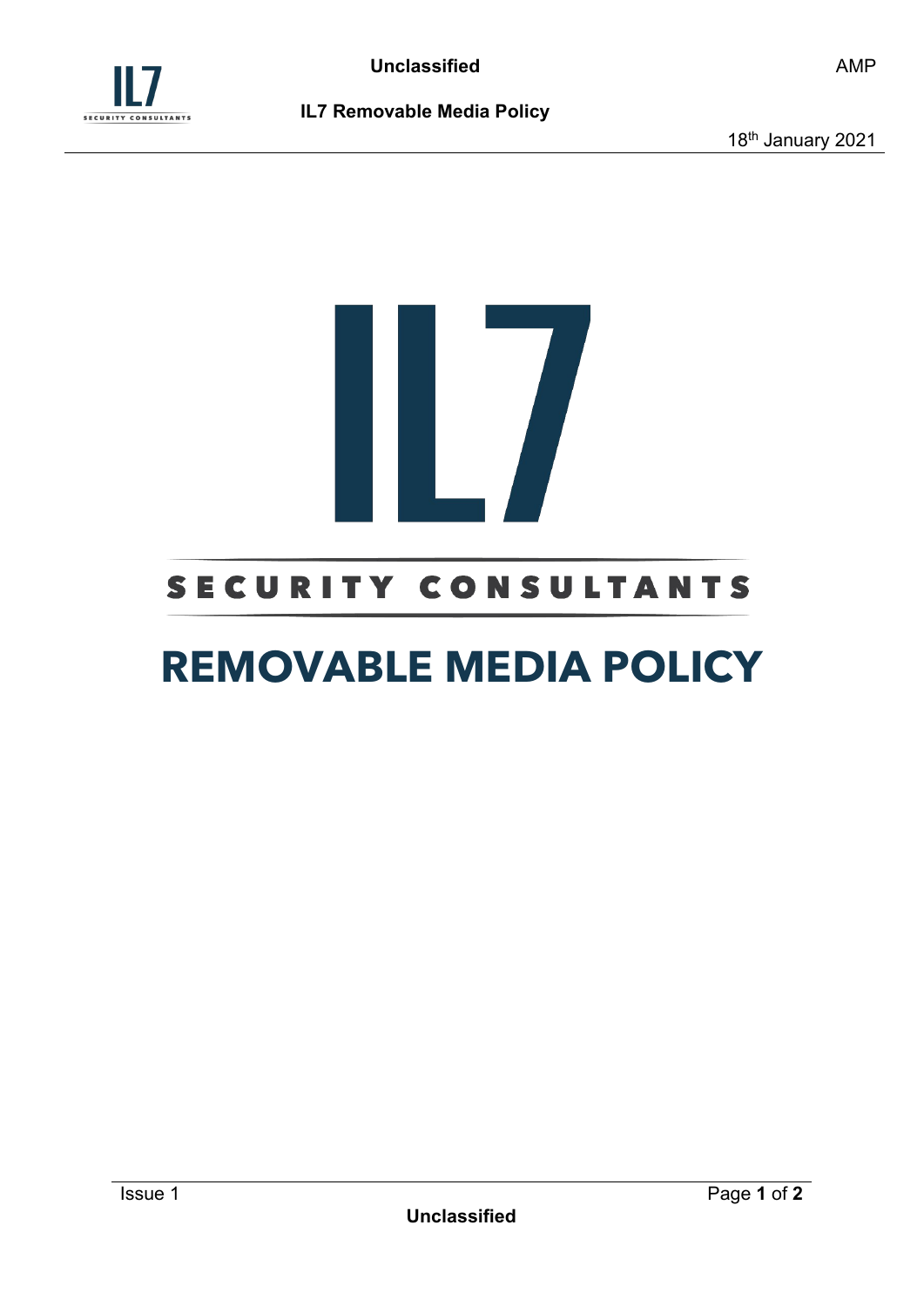# IL7

SECURITY CONSULTANTS

# REMOVABLE MEDIA POLICY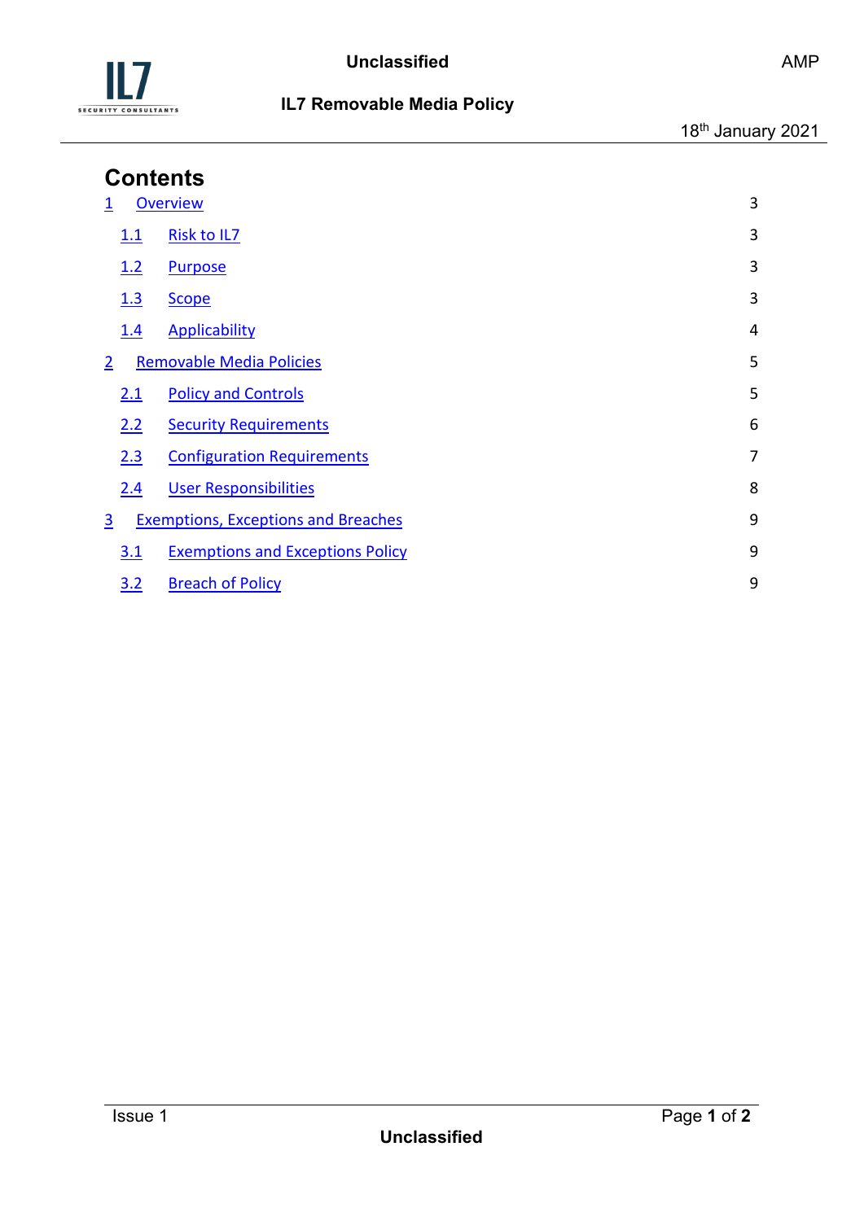# Contents

1 Overview 3

- 1.1 Risk to IL7 3
- 1.2 Purpose 3
- 1.3 Scope 3
- 1.4 Applicability 4

2 Removable Media Policies 5

- 2.1 Policy and Controls 5
- 2.2 Security Requirements 6
- 2.3 Configuration Requirements 7
- 2.4 User Responsibilities 8

3 Exemptions, Exceptions and Breaches 9

- 3.1 Exemptions and Exceptions Policy 9
- 3.2 Breach of Policy 9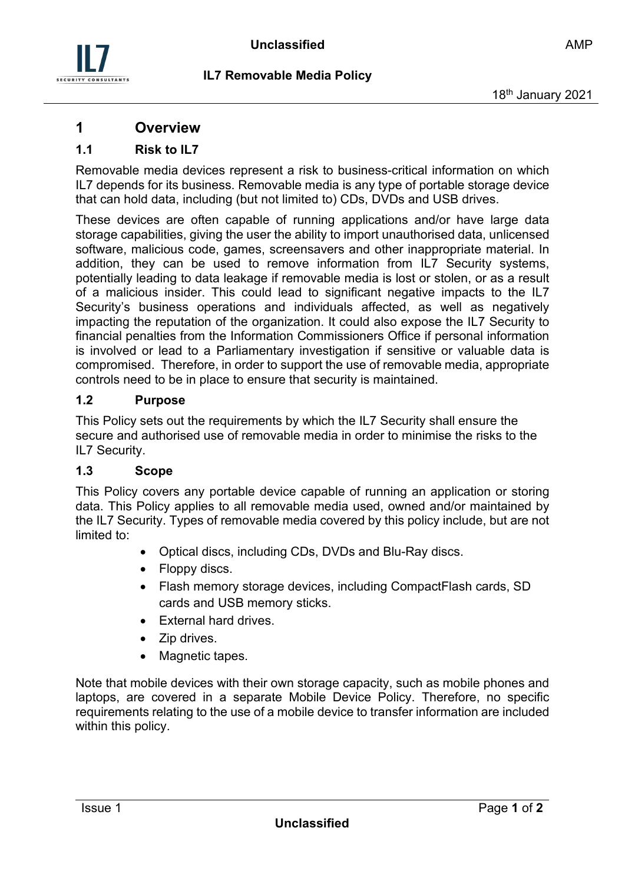# 1 Overview

## 1.1 Risk to IL7

Removable media devices represent a risk to business-critical information on which IL7 depends for its business. Removable media is any type of portable storage device that can hold data, including (but not limited to) CDs, DVDs and USB drives.

These devices are often capable of running applications and/or have large data storage capabilities, giving the user the ability to import unauthorised data, unlicensed software, malicious code, games, screensavers and other inappropriate material. In addition, they can be used to remove information from IL7 Security systems, potentially leading to data leakage if removable media is lost or stolen, or as a result of a malicious insider. This could lead to significant negative impacts to the IL7 Security's business operations and individuals affected, as well as negatively impacting the reputation of the organization. It could also expose the IL7 Security to financial penalties from the Information Commissioners Office if personal information is involved or lead to a Parliamentary investigation if sensitive or valuable data is compromised. Therefore, in order to support the use of removable media, appropriate controls need to be in place to ensure that security is maintained.

## 1.2 Purpose

This Policy sets out the requirements by which the IL7 Security shall ensure the secure and authorised use of removable media in order to minimise the risks to the IL7 Security.

## 1.3 Scope

This Policy covers any portable device capable of running an application or storing data. This Policy applies to all removable media used, owned and/or maintained by the IL7 Security. Types of removable media covered by this policy include, but are not limited to:

- Optical discs, including CDs, DVDs and Blu-Ray discs.
- Floppy discs.
- Flash memory storage devices, including CompactFlash cards, SD cards and USB memory sticks.
- External hard drives.
- Zip drives.
- Magnetic tapes.

Note that mobile devices with their own storage capacity, such as mobile phones and laptops, are covered in a separate Mobile Device Policy. Therefore, no specific requirements relating to the use of a mobile device to transfer information are included within this policy.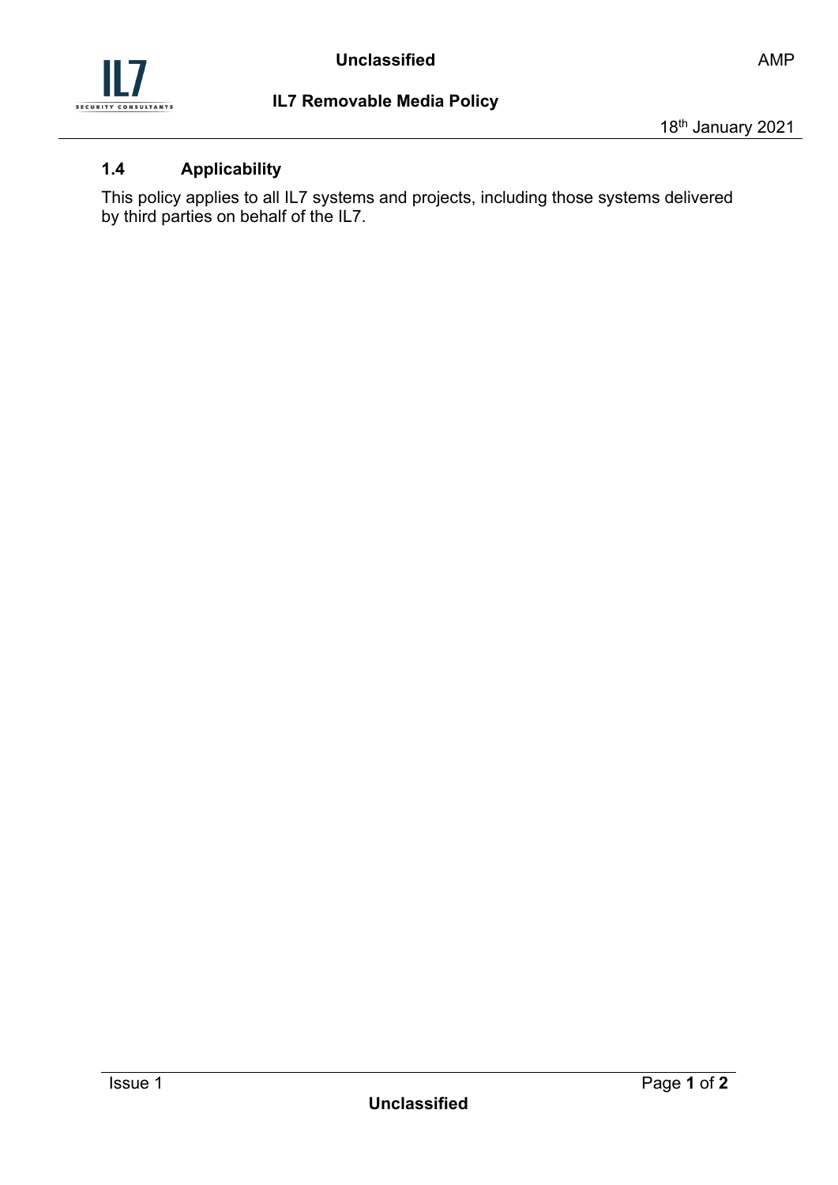### 1.4 Applicability

This policy applies to all IL7 systems and projects, including those systems delivered by third parties on behalf of the IL7.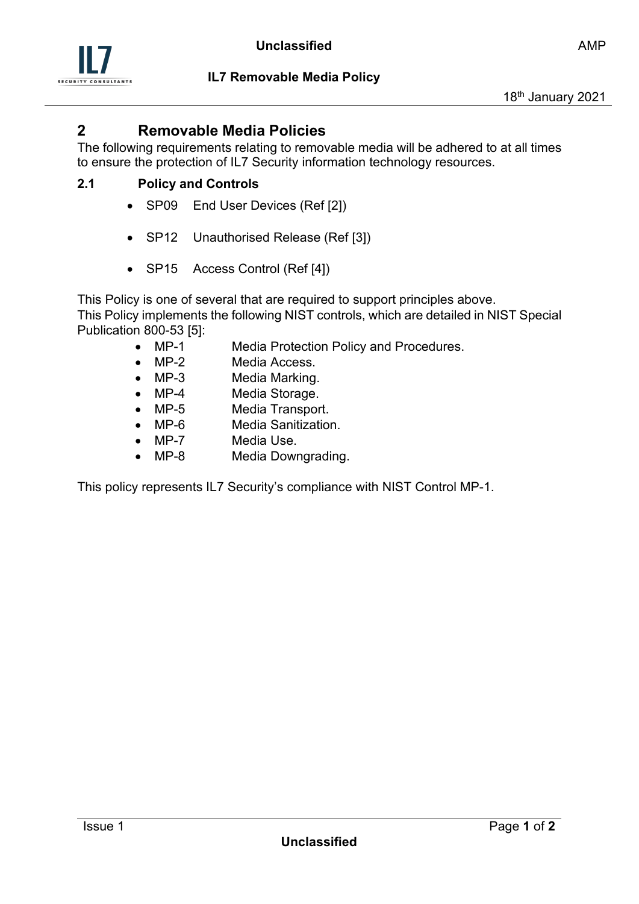# 2 Removable Media Policies

The following requirements relating to removable media will be adhered to at all times to ensure the protection of IL7 Security information technology resources.

## 2.1 Policy and Controls

- SP09 End User Devices (Ref [2])
- SP12 Unauthorised Release (Ref [3])
- SP15 Access Control (Ref [4])

This Policy is one of several that are required to support principles above.
This Policy implements the following NIST controls, which are detailed in NIST Special Publication 800-53 [5]:

- MP-1 Media Protection Policy and Procedures.
- MP-2 Media Access.
- MP-3 Media Marking.
- MP-4 Media Storage.
- MP-5 Media Transport.
- MP-6 Media Sanitization.
- MP-7 Media Use.
- MP-8 Media Downgrading.

This policy represents IL7 Security's compliance with NIST Control MP-1.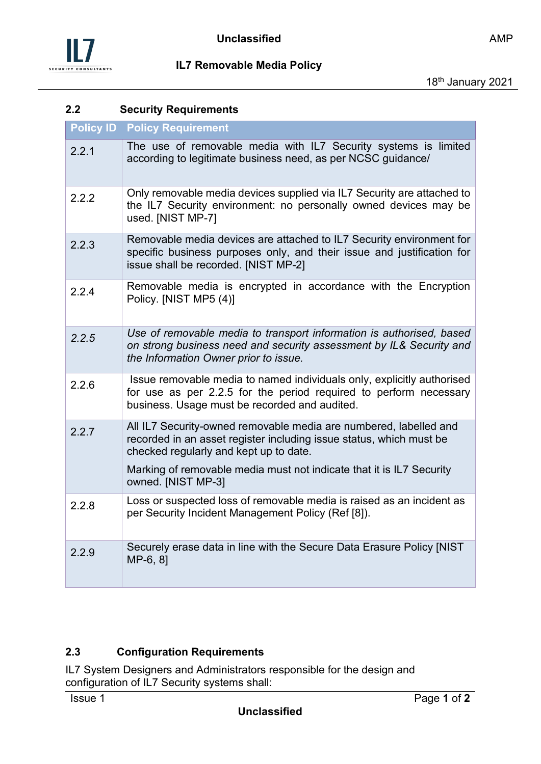## 2.2 Security Requirements

| Policy ID | Policy Requirement |
|---|---|
| 2.2.1 | The use of removable media with IL7 Security systems is limited according to legitimate business need, as per NCSC guidance/ |
| 2.2.2 | Only removable media devices supplied via IL7 Security are attached to the IL7 Security environment: no personally owned devices may be used. [NIST MP-7] |
| 2.2.3 | Removable media devices are attached to IL7 Security environment for specific business purposes only, and their issue and justification for issue shall be recorded. [NIST MP-2] |
| 2.2.4 | Removable media is encrypted in accordance with the Encryption Policy. [NIST MP5 (4)] |
| *2.2.5* | *Use of removable media to transport information is authorised, based on strong business need and security assessment by IL& Security and the Information Owner prior to issue.* |
| 2.2.6 | Issue removable media to named individuals only, explicitly authorised for use as per 2.2.5 for the period required to perform necessary business. Usage must be recorded and audited. |
| 2.2.7 | All IL7 Security-owned removable media are numbered, labelled and recorded in an asset register including issue status, which must be checked regularly and kept up to date.<br><br>Marking of removable media must not indicate that it is IL7 Security owned. [NIST MP-3] |
| 2.2.8 | Loss or suspected loss of removable media is raised as an incident as per Security Incident Management Policy (Ref [8]). |
| 2.2.9 | Securely erase data in line with the Secure Data Erasure Policy [NIST MP-6, 8] |

## 2.3 Configuration Requirements

IL7 System Designers and Administrators responsible for the design and configuration of IL7 Security systems shall: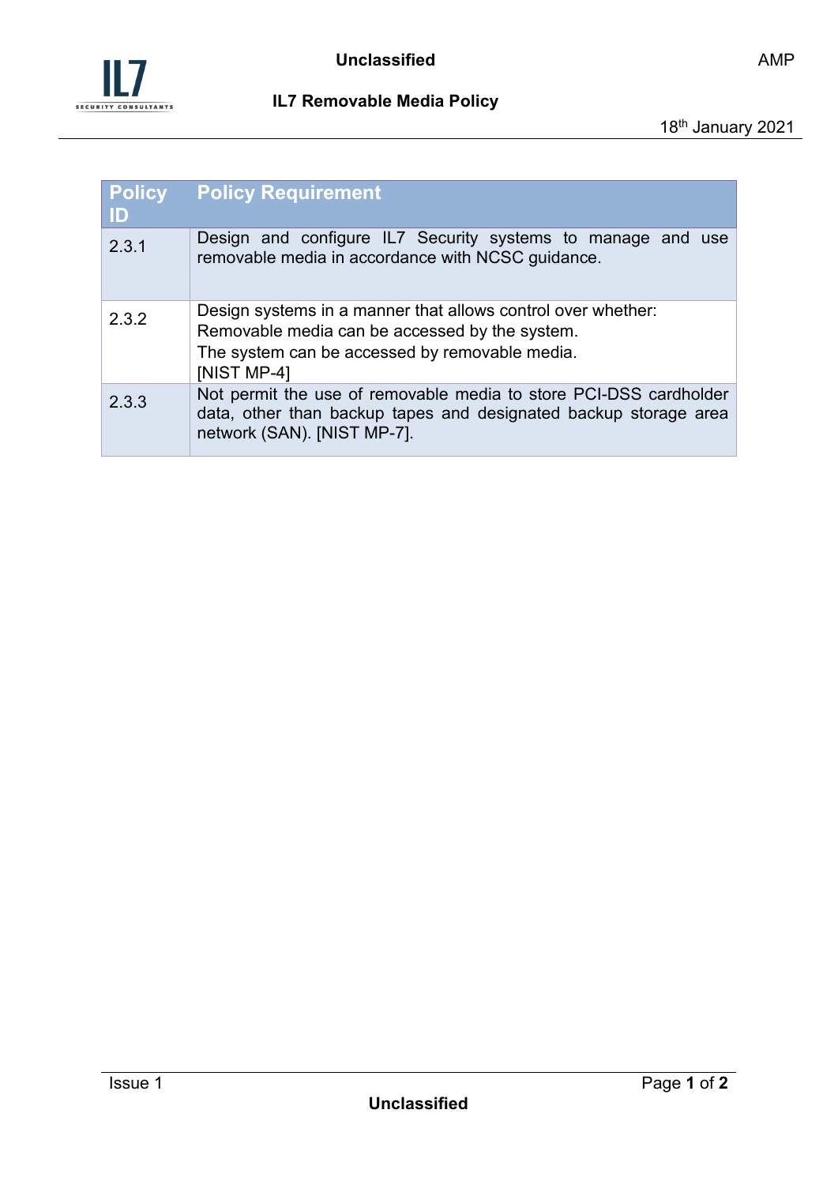| Policy ID | Policy Requirement |
| --- | --- |
| 2.3.1 | Design and configure IL7 Security systems to manage and use removable media in accordance with NCSC guidance. |
| 2.3.2 | Design systems in a manner that allows control over whether:<br>Removable media can be accessed by the system.<br>The system can be accessed by removable media.<br>[NIST MP-4] |
| 2.3.3 | Not permit the use of removable media to store PCI-DSS cardholder data, other than backup tapes and designated backup storage area network (SAN). [NIST MP-7]. |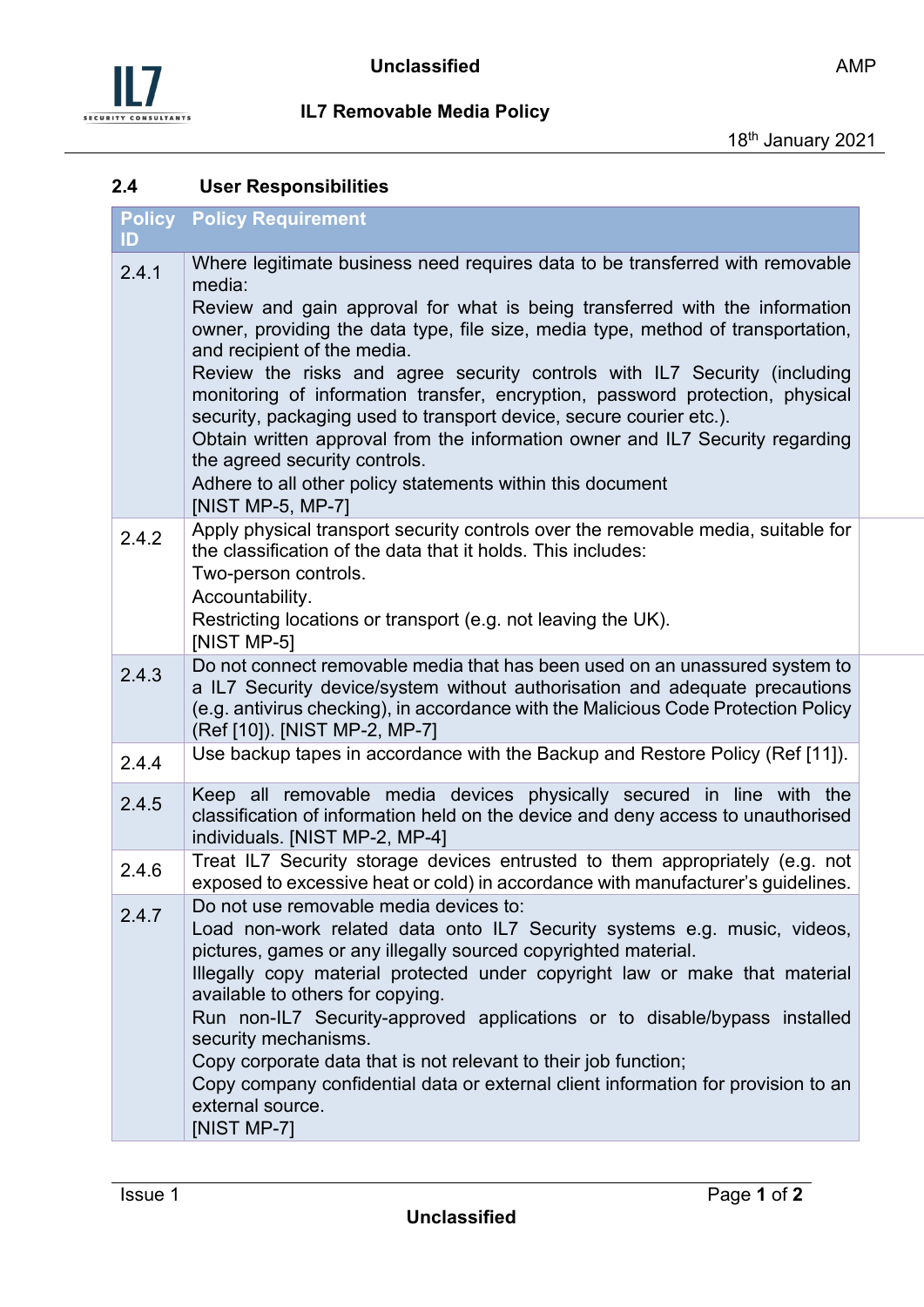### 2.4 User Responsibilities

| Policy ID | Policy Requirement |
|---|---|
| 2.4.1 | Where legitimate business need requires data to be transferred with removable media:<br>Review and gain approval for what is being transferred with the information owner, providing the data type, file size, media type, method of transportation, and recipient of the media.<br>Review the risks and agree security controls with IL7 Security (including monitoring of information transfer, encryption, password protection, physical security, packaging used to transport device, secure courier etc.).<br>Obtain written approval from the information owner and IL7 Security regarding the agreed security controls.<br>Adhere to all other policy statements within this document<br>[NIST MP-5, MP-7] |
| 2.4.2 | Apply physical transport security controls over the removable media, suitable for the classification of the data that it holds. This includes:<br>Two-person controls.<br>Accountability.<br>Restricting locations or transport (e.g. not leaving the UK).<br>[NIST MP-5] |
| 2.4.3 | Do not connect removable media that has been used on an unassured system to a IL7 Security device/system without authorisation and adequate precautions (e.g. antivirus checking), in accordance with the Malicious Code Protection Policy (Ref [10]). [NIST MP-2, MP-7] |
| 2.4.4 | Use backup tapes in accordance with the Backup and Restore Policy (Ref [11]). |
| 2.4.5 | Keep all removable media devices physically secured in line with the classification of information held on the device and deny access to unauthorised individuals. [NIST MP-2, MP-4] |
| 2.4.6 | Treat IL7 Security storage devices entrusted to them appropriately (e.g. not exposed to excessive heat or cold) in accordance with manufacturer's guidelines. |
| 2.4.7 | Do not use removable media devices to:<br>Load non-work related data onto IL7 Security systems e.g. music, videos, pictures, games or any illegally sourced copyrighted material.<br>Illegally copy material protected under copyright law or make that material available to others for copying.<br>Run non-IL7 Security-approved applications or to disable/bypass installed security mechanisms.<br>Copy corporate data that is not relevant to their job function;<br>Copy company confidential data or external client information for provision to an external source.<br>[NIST MP-7] |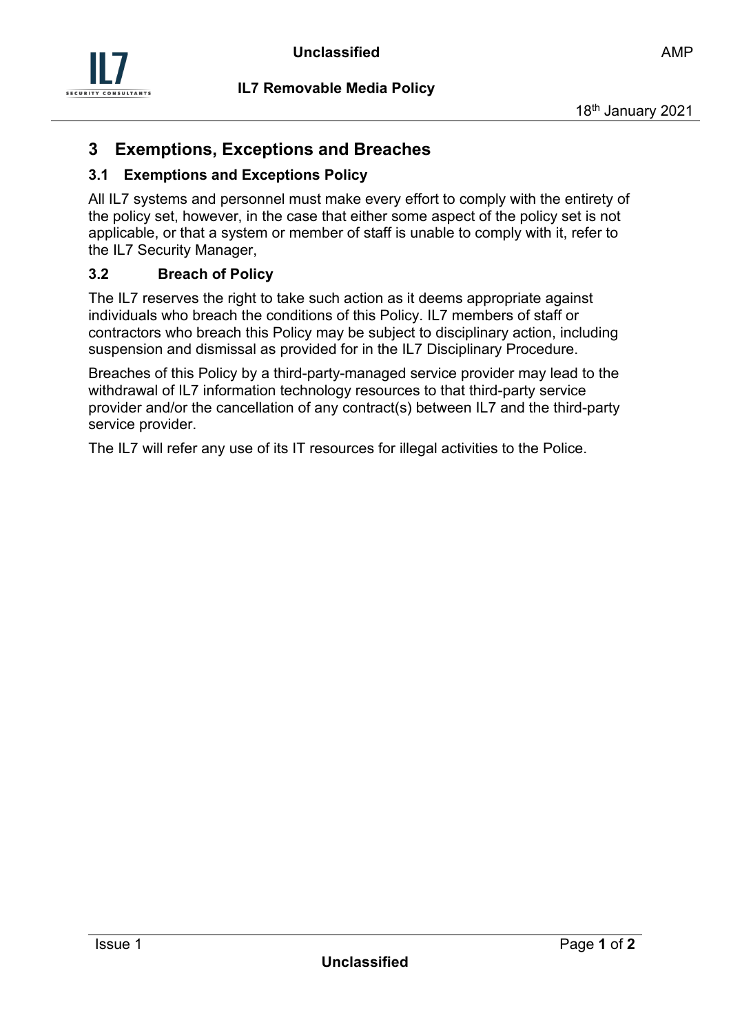# 3 Exemptions, Exceptions and Breaches

## 3.1 Exemptions and Exceptions Policy

All IL7 systems and personnel must make every effort to comply with the entirety of the policy set, however, in the case that either some aspect of the policy set is not applicable, or that a system or member of staff is unable to comply with it, refer to the IL7 Security Manager,

## 3.2 Breach of Policy

The IL7 reserves the right to take such action as it deems appropriate against individuals who breach the conditions of this Policy. IL7 members of staff or contractors who breach this Policy may be subject to disciplinary action, including suspension and dismissal as provided for in the IL7 Disciplinary Procedure.

Breaches of this Policy by a third-party-managed service provider may lead to the withdrawal of IL7 information technology resources to that third-party service provider and/or the cancellation of any contract(s) between IL7 and the third-party service provider.

The IL7 will refer any use of its IT resources for illegal activities to the Police.